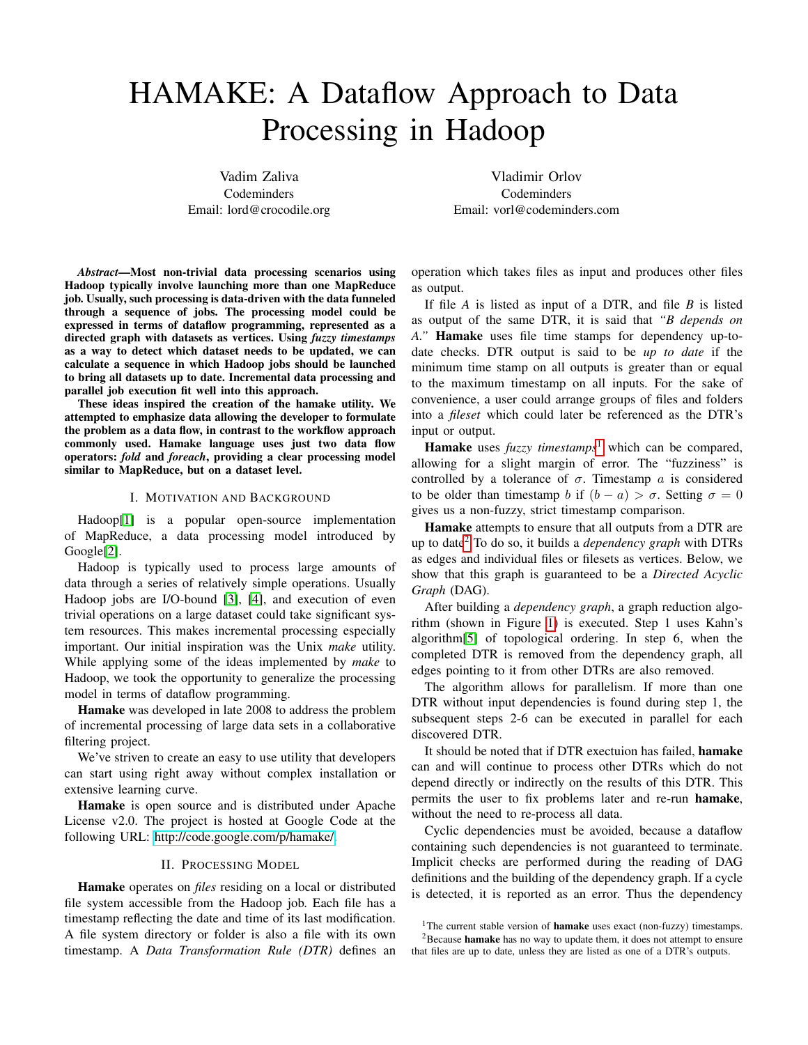# HAMAKE: A Dataflow Approach to Data Processing in Hadoop

Vadim Zaliva
Codeminders
Email: lord@crocodile.org

Vladimir Orlov
Codeminders
Email: vorl@codeminders.com

***Abstract*—Most non-trivial data processing scenarios using Hadoop typically involve launching more than one MapReduce job. Usually, such processing is data-driven with the data funneled through a sequence of jobs. The processing model could be expressed in terms of dataflow programming, represented as a directed graph with datasets as vertices. Using *fuzzy timestamps* as a way to detect which dataset needs to be updated, we can calculate a sequence in which Hadoop jobs should be launched to bring all datasets up to date. Incremental data processing and parallel job execution fit well into this approach.**

**These ideas inspired the creation of the hamake utility. We attempted to emphasize data allowing the developer to formulate the problem as a data flow, in contrast to the workflow approach commonly used. Hamake language uses just two data flow operators: *fold* and *foreach*, providing a clear processing model similar to MapReduce, but on a dataset level.**

## I. Motivation and Background

Hadoop[1] is a popular open-source implementation of MapReduce, a data processing model introduced by Google[2].

Hadoop is typically used to process large amounts of data through a series of relatively simple operations. Usually Hadoop jobs are I/O-bound [3], [4], and execution of even trivial operations on a large dataset could take significant system resources. This makes incremental processing especially important. Our initial inspiration was the Unix *make* utility. While applying some of the ideas implemented by *make* to Hadoop, we took the opportunity to generalize the processing model in terms of dataflow programming.

**Hamake** was developed in late 2008 to address the problem of incremental processing of large data sets in a collaborative filtering project.

We've striven to create an easy to use utility that developers can start using right away without complex installation or extensive learning curve.

**Hamake** is open source and is distributed under Apache License v2.0. The project is hosted at Google Code at the following URL: http://code.google.com/p/hamake/.

## II. Processing Model

**Hamake** operates on *files* residing on a local or distributed file system accessible from the Hadoop job. Each file has a timestamp reflecting the date and time of its last modification. A file system directory or folder is also a file with its own timestamp. A *Data Transformation Rule (DTR)* defines an operation which takes files as input and produces other files as output.

If file *A* is listed as input of a DTR, and file *B* is listed as output of the same DTR, it is said that *"B depends on A."* **Hamake** uses file time stamps for dependency up-to-date checks. DTR output is said to be *up to date* if the minimum time stamp on all outputs is greater than or equal to the maximum timestamp on all inputs. For the sake of convenience, a user could arrange groups of files and folders into a *fileset* which could later be referenced as the DTR's input or output.

**Hamake** uses *fuzzy timestamps*[1] which can be compared, allowing for a slight margin of error. The "fuzziness" is controlled by a tolerance of $\sigma$. Timestamp $a$ is considered to be older than timestamp $b$ if $(b - a) > \sigma$. Setting $\sigma = 0$ gives us a non-fuzzy, strict timestamp comparison.

**Hamake** attempts to ensure that all outputs from a DTR are up to date[2] To do so, it builds a *dependency graph* with DTRs as edges and individual files or filesets as vertices. Below, we show that this graph is guaranteed to be a *Directed Acyclic Graph* (DAG).

After building a *dependency graph*, a graph reduction algorithm (shown in Figure 1) is executed. Step 1 uses Kahn's algorithm[5] of topological ordering. In step 6, when the completed DTR is removed from the dependency graph, all edges pointing to it from other DTRs are also removed.

The algorithm allows for parallelism. If more than one DTR without input dependencies is found during step 1, the subsequent steps 2-6 can be executed in parallel for each discovered DTR.

It should be noted that if DTR exectuion has failed, **hamake** can and will continue to process other DTRs which do not depend directly or indirectly on the results of this DTR. This permits the user to fix problems later and re-run **hamake**, without the need to re-process all data.

Cyclic dependencies must be avoided, because a dataflow containing such dependencies is not guaranteed to terminate. Implicit checks are performed during the reading of DAG definitions and the building of the dependency graph. If a cycle is detected, it is reported as an error. Thus the dependency

[1] The current stable version of **hamake** uses exact (non-fuzzy) timestamps.

[2] Because **hamake** has no way to update them, it does not attempt to ensure that files are up to date, unless they are listed as one of a DTR's outputs.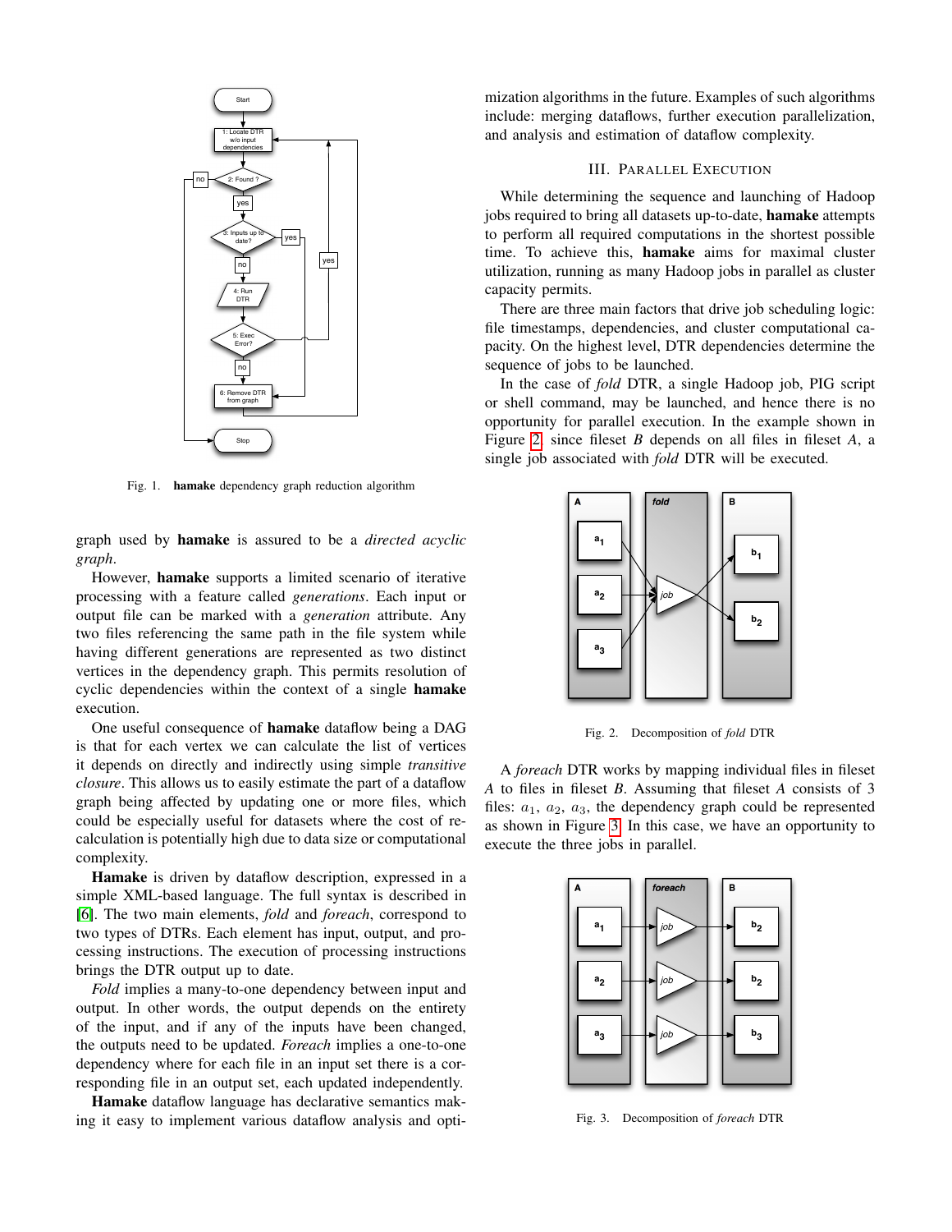Fig. 1. **hamake** dependency graph reduction algorithm

graph used by **hamake** is assured to be a *directed acyclic graph*.

However, **hamake** supports a limited scenario of iterative processing with a feature called *generations*. Each input or output file can be marked with a *generation* attribute. Any two files referencing the same path in the file system while having different generations are represented as two distinct vertices in the dependency graph. This permits resolution of cyclic dependencies within the context of a single **hamake** execution.

One useful consequence of **hamake** dataflow being a DAG is that for each vertex we can calculate the list of vertices it depends on directly and indirectly using simple *transitive closure*. This allows us to easily estimate the part of a dataflow graph being affected by updating one or more files, which could be especially useful for datasets where the cost of re-calculation is potentially high due to data size or computational complexity.

**Hamake** is driven by dataflow description, expressed in a simple XML-based language. The full syntax is described in [6]. The two main elements, *fold* and *foreach*, correspond to two types of DTRs. Each element has input, output, and processing instructions. The execution of processing instructions brings the DTR output up to date.

*Fold* implies a many-to-one dependency between input and output. In other words, the output depends on the entirety of the input, and if any of the inputs have been changed, the outputs need to be updated. *Foreach* implies a one-to-one dependency where for each file in an input set there is a corresponding file in an output set, each updated independently.

**Hamake** dataflow language has declarative semantics making it easy to implement various dataflow analysis and optimization algorithms in the future. Examples of such algorithms include: merging dataflows, further execution parallelization, and analysis and estimation of dataflow complexity.

## III. Parallel Execution

While determining the sequence and launching of Hadoop jobs required to bring all datasets up-to-date, **hamake** attempts to perform all required computations in the shortest possible time. To achieve this, **hamake** aims for maximal cluster utilization, running as many Hadoop jobs in parallel as cluster capacity permits.

There are three main factors that drive job scheduling logic: file timestamps, dependencies, and cluster computational capacity. On the highest level, DTR dependencies determine the sequence of jobs to be launched.

In the case of *fold* DTR, a single Hadoop job, PIG script or shell command, may be launched, and hence there is no opportunity for parallel execution. In the example shown in Figure 2, since fileset *B* depends on all files in fileset *A*, a single job associated with *fold* DTR will be executed.

Fig. 2. Decomposition of *fold* DTR

A *foreach* DTR works by mapping individual files in fileset *A* to files in fileset *B*. Assuming that fileset *A* consists of 3 files: $a_1$, $a_2$, $a_3$, the dependency graph could be represented as shown in Figure 3. In this case, we have an opportunity to execute the three jobs in parallel.

Fig. 3. Decomposition of *foreach* DTR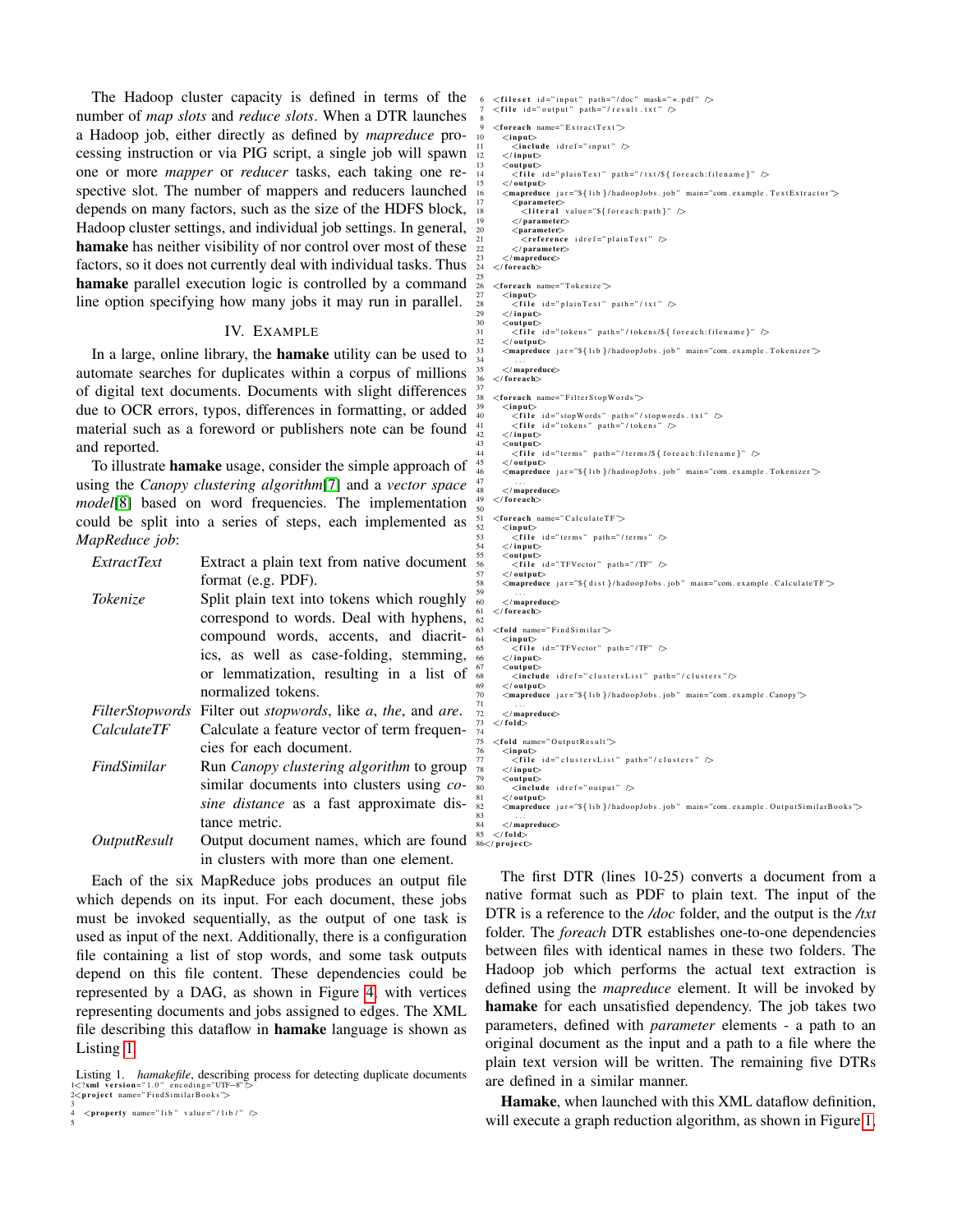The Hadoop cluster capacity is defined in terms of the number of *map slots* and *reduce slots*. When a DTR launches a Hadoop job, either directly as defined by *mapreduce* processing instruction or via PIG script, a single job will spawn one or more *mapper* or *reducer* tasks, each taking one respective slot. The number of mappers and reducers launched depends on many factors, such as the size of the HDFS block, Hadoop cluster settings, and individual job settings. In general, **hamake** has neither visibility of nor control over most of these factors, so it does not currently deal with individual tasks. Thus **hamake** parallel execution logic is controlled by a command line option specifying how many jobs it may run in parallel.

## IV. Example

In a large, online library, the **hamake** utility can be used to automate searches for duplicates within a corpus of millions of digital text documents. Documents with slight differences due to OCR errors, typos, differences in formatting, or added material such as a foreword or publishers note can be found and reported.

To illustrate **hamake** usage, consider the simple approach of using the *Canopy clustering algorithm*[7] and a *vector space model*[8] based on word frequencies. The implementation could be split into a series of steps, each implemented as *MapReduce job*:

| | |
|---|---|
| *ExtractText* | Extract a plain text from native document format (e.g. PDF). |
| *Tokenize* | Split plain text into tokens which roughly correspond to words. Deal with hyphens, compound words, accents, and diacritics, as well as case-folding, stemming, or lemmatization, resulting in a list of normalized tokens. |
| *FilterStopwords* | Filter out *stopwords*, like *a*, *the*, and *are*. |
| *CalculateTF* | Calculate a feature vector of term frequencies for each document. |
| *FindSimilar* | Run *Canopy clustering algorithm* to group similar documents into clusters using *cosine distance* as a fast approximate distance metric. |
| *OutputResult* | Output document names, which are found in clusters with more than one element. |

Each of the six MapReduce jobs produces an output file which depends on its input. For each document, these jobs must be invoked sequentially, as the output of one task is used as input of the next. Additionally, there is a configuration file containing a list of stop words, and some task outputs depend on this file content. These dependencies could be represented by a DAG, as shown in Figure 4, with vertices representing documents and jobs assigned to edges. The XML file describing this dataflow in **hamake** language is shown as Listing 1.

Listing 1. *hamakefile*, describing process for detecting duplicate documents

```
1<?xml version="1.0" encoding="UTF-8"?>
2<project name="FindSimilarBooks">
3
4  <property name="lib" value="/lib/" />
5
6  <fileset id="input" path="/doc" mask="*.pdf" />
7  <file id="output" path="/result.txt" />
8
9  <foreach name="ExtractText">
10   <input>
11     <include idref="input" />
12   </input>
13   <output>
14     <file id="plainText" path="/txt/${foreach:filename}" />
15   </output>
16   <mapreduce jar="${lib}/hadoopJobs.job" main="com.example.TextExtractor">
17     <parameter>
18       <literal value="${foreach:path}" />
19     </parameter>
20     <parameter>
21       <reference idref="plainText" />
22     </parameter>
23   </mapreduce>
24 </foreach>
25
26 <foreach name="Tokenize">
27   <input>
28     <file id="plainText" path="/txt" />
29   </input>
30   <output>
31     <file id="tokens" path="/tokens/${foreach:filename}" />
32   </output>
33   <mapreduce jar="${lib}/hadoopJobs.job" main="com.example.Tokenizer">
34     ...
35   </mapreduce>
36 </foreach>
37
38 <foreach name="FilterStopWords">
39   <input>
40     <file id="stopWords" path="/stopwords.txt" />
41     <file id="tokens" path="/tokens" />
42   </input>
43   <output>
44     <file id="terms" path="/terms/${foreach:filename}" />
45   </output>
46   <mapreduce jar="${lib}/hadoopJobs.job" main="com.example.Tokenizer">
47     ...
48   </mapreduce>
49 </foreach>
50
51 <foreach name="CalculateTF">
52   <input>
53     <file id="terms" path="/terms" />
54   </input>
55   <output>
56     <file id="TFVector" path="/TF" />
57   </output>
58   <mapreduce jar="${dist}/hadoopJobs.job" main="com.example.CalculateTF">
59     ...
60   </mapreduce>
61 </foreach>
62
63 <fold name="FindSimilar">
64   <input>
65     <file id="TFVector" path="/TF" />
66   </input>
67   <output>
68     <include idref="clustersList" path="/clusters"/>
69   </output>
70   <mapreduce jar="${lib}/hadoopJobs.job" main="com.example.Canopy">
71     ...
72   </mapreduce>
73 </fold>
74
75 <fold name="OutputResult">
76   <input>
77     <file id="clustersList" path="/clusters" />
78   </input>
79   <output>
80     <include idref="output" />
81   </output>
82   <mapreduce jar="${lib}/hadoopJobs.job" main="com.example.OutputSimilarBooks">
83     ...
84   </mapreduce>
85 </fold>
86</project>
```

The first DTR (lines 10-25) converts a document from a native format such as PDF to plain text. The input of the DTR is a reference to the */doc* folder, and the output is the */txt* folder. The *foreach* DTR establishes one-to-one dependencies between files with identical names in these two folders. The Hadoop job which performs the actual text extraction is defined using the *mapreduce* element. It will be invoked by **hamake** for each unsatisfied dependency. The job takes two parameters, defined with *parameter* elements - a path to an original document as the input and a path to a file where the plain text version will be written. The remaining five DTRs are defined in a similar manner.

**Hamake**, when launched with this XML dataflow definition, will execute a graph reduction algorithm, as shown in Figure 1,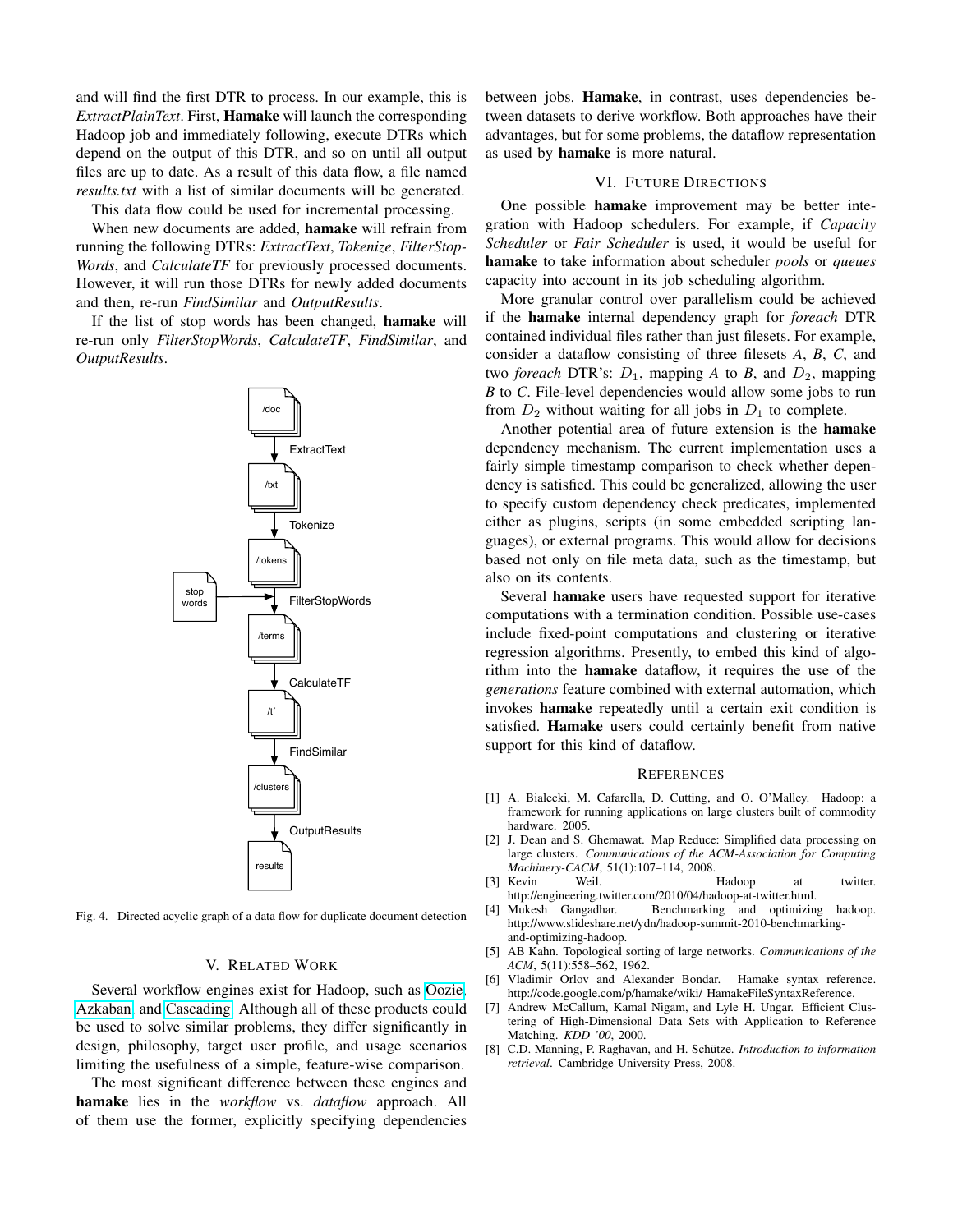and will find the first DTR to process. In our example, this is *ExtractPlainText*. First, **Hamake** will launch the corresponding Hadoop job and immediately following, execute DTRs which depend on the output of this DTR, and so on until all output files are up to date. As a result of this data flow, a file named *results.txt* with a list of similar documents will be generated.

This data flow could be used for incremental processing.

When new documents are added, **hamake** will refrain from running the following DTRs: *ExtractText*, *Tokenize*, *FilterStopWords*, and *CalculateTF* for previously processed documents. However, it will run those DTRs for newly added documents and then, re-run *FindSimilar* and *OutputResults*.

If the list of stop words has been changed, **hamake** will re-run only *FilterStopWords*, *CalculateTF*, *FindSimilar*, and *OutputResults*.

/doc
ExtractText
/txt
Tokenize
/tokens
stop words
FilterStopWords
/terms
CalculateTF
/tf
FindSimilar
/clusters
OutputResults
results

Fig. 4. Directed acyclic graph of a data flow for duplicate document detection

## V. Related Work

Several workflow engines exist for Hadoop, such as Oozie, Azkaban and Cascading. Although all of these products could be used to solve similar problems, they differ significantly in design, philosophy, target user profile, and usage scenarios limiting the usefulness of a simple, feature-wise comparison.

The most significant difference between these engines and **hamake** lies in the *workflow* vs. *dataflow* approach. All of them use the former, explicitly specifying dependencies between jobs. **Hamake**, in contrast, uses dependencies between datasets to derive workflow. Both approaches have their advantages, but for some problems, the dataflow representation as used by **hamake** is more natural.

## VI. Future Directions

One possible **hamake** improvement may be better integration with Hadoop schedulers. For example, if *Capacity Scheduler* or *Fair Scheduler* is used, it would be useful for **hamake** to take information about scheduler *pools* or *queues* capacity into account in its job scheduling algorithm.

More granular control over parallelism could be achieved if the **hamake** internal dependency graph for *foreach* DTR contained individual files rather than just filesets. For example, consider a dataflow consisting of three filesets *A*, *B*, *C*, and two *foreach* DTR's: $D_1$, mapping *A* to *B*, and $D_2$, mapping *B* to *C*. File-level dependencies would allow some jobs to run from $D_2$ without waiting for all jobs in $D_1$ to complete.

Another potential area of future extension is the **hamake** dependency mechanism. The current implementation uses a fairly simple timestamp comparison to check whether dependency is satisfied. This could be generalized, allowing the user to specify custom dependency check predicates, implemented either as plugins, scripts (in some embedded scripting languages), or external programs. This would allow for decisions based not only on file meta data, such as the timestamp, but also on its contents.

Several **hamake** users have requested support for iterative computations with a termination condition. Possible use-cases include fixed-point computations and clustering or iterative regression algorithms. Presently, to embed this kind of algorithm into the **hamake** dataflow, it requires the use of the *generations* feature combined with external automation, which invokes **hamake** repeatedly until a certain exit condition is satisfied. **Hamake** users could certainly benefit from native support for this kind of dataflow.

## References

[1] A. Bialecki, M. Cafarella, D. Cutting, and O. O'Malley. Hadoop: a framework for running applications on large clusters built of commodity hardware. 2005.

[2] J. Dean and S. Ghemawat. Map Reduce: Simplified data processing on large clusters. *Communications of the ACM-Association for Computing Machinery-CACM*, 51(1):107–114, 2008.

[3] Kevin Weil. Hadoop at twitter. http://engineering.twitter.com/2010/04/hadoop-at-twitter.html.

[4] Mukesh Gangadhar. Benchmarking and optimizing hadoop. http://www.slideshare.net/ydn/hadoop-summit-2010-benchmarking-and-optimizing-hadoop.

[5] AB Kahn. Topological sorting of large networks. *Communications of the ACM*, 5(11):558–562, 1962.

[6] Vladimir Orlov and Alexander Bondar. Hamake syntax reference. http://code.google.com/p/hamake/wiki/ HamakeFileSyntaxReference.

[7] Andrew McCallum, Kamal Nigam, and Lyle H. Ungar. Efficient Clustering of High-Dimensional Data Sets with Application to Reference Matching. *KDD '00*, 2000.

[8] C.D. Manning, P. Raghavan, and H. Schütze. *Introduction to information retrieval*. Cambridge University Press, 2008.